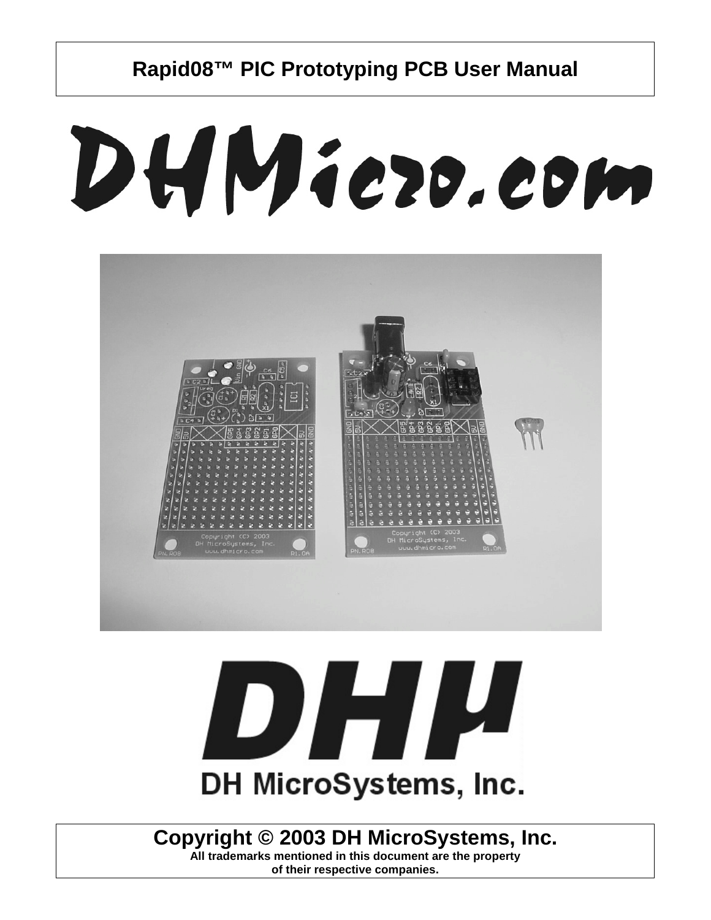# Rapid08™ PIC Prototyping PCB User Manual

DHMicro.com

DH MicroSystems, Inc.

**Copyright © 2003 DH MicroSystems, Inc.**

**All trademarks mentioned in this document are the property of their respective companies.**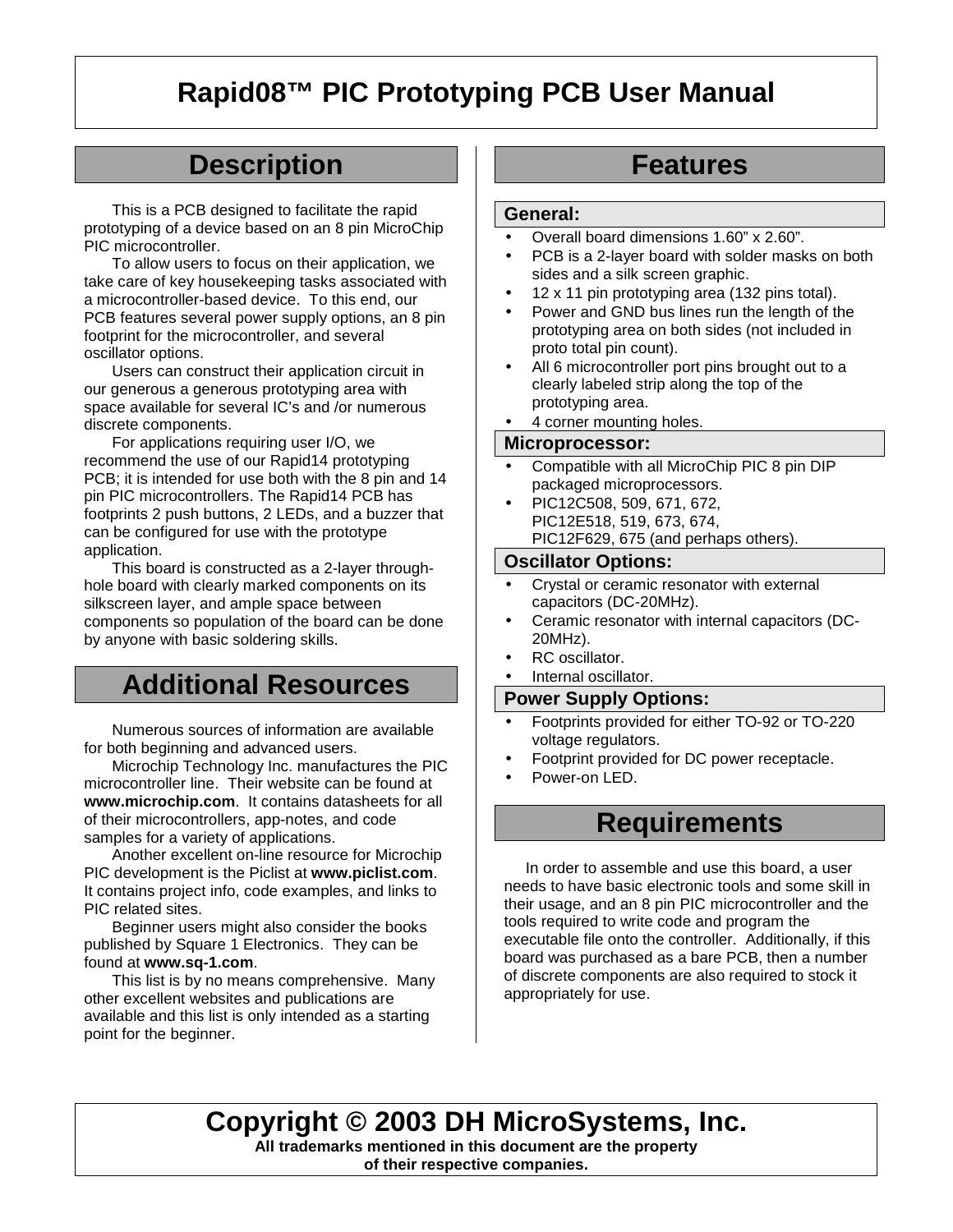# Rapid08™ PIC Prototyping PCB User Manual

## Description

This is a PCB designed to facilitate the rapid prototyping of a device based on an 8 pin MicroChip PIC microcontroller.

To allow users to focus on their application, we take care of key housekeeping tasks associated with a microcontroller-based device. To this end, our PCB features several power supply options, an 8 pin footprint for the microcontroller, and several oscillator options.

Users can construct their application circuit in our generous a generous prototyping area with space available for several IC's and /or numerous discrete components.

For applications requiring user I/O, we recommend the use of our Rapid14 prototyping PCB; it is intended for use both with the 8 pin and 14 pin PIC microcontrollers. The Rapid14 PCB has footprints 2 push buttons, 2 LEDs, and a buzzer that can be configured for use with the prototype application.

This board is constructed as a 2-layer through-hole board with clearly marked components on its silkscreen layer, and ample space between components so population of the board can be done by anyone with basic soldering skills.

## Additional Resources

Numerous sources of information are available for both beginning and advanced users.

Microchip Technology Inc. manufactures the PIC microcontroller line. Their website can be found at **www.microchip.com**. It contains datasheets for all of their microcontrollers, app-notes, and code samples for a variety of applications.

Another excellent on-line resource for Microchip PIC development is the Piclist at **www.piclist.com**. It contains project info, code examples, and links to PIC related sites.

Beginner users might also consider the books published by Square 1 Electronics. They can be found at **www.sq-1.com**.

This list is by no means comprehensive. Many other excellent websites and publications are available and this list is only intended as a starting point for the beginner.

## Features

### General:

- Overall board dimensions 1.60" x 2.60".
- PCB is a 2-layer board with solder masks on both sides and a silk screen graphic.
- 12 x 11 pin prototyping area (132 pins total).
- Power and GND bus lines run the length of the prototyping area on both sides (not included in proto total pin count).
- All 6 microcontroller port pins brought out to a clearly labeled strip along the top of the prototyping area.
- 4 corner mounting holes.

### Microprocessor:

- Compatible with all MicroChip PIC 8 pin DIP packaged microprocessors.
- PIC12C508, 509, 671, 672, PIC12E518, 519, 673, 674, PIC12F629, 675 (and perhaps others).

### Oscillator Options:

- Crystal or ceramic resonator with external capacitors (DC-20MHz).
- Ceramic resonator with internal capacitors (DC-20MHz).
- RC oscillator.
- Internal oscillator.

### Power Supply Options:

- Footprints provided for either TO-92 or TO-220 voltage regulators.
- Footprint provided for DC power receptacle.
- Power-on LED.

## Requirements

In order to assemble and use this board, a user needs to have basic electronic tools and some skill in their usage, and an 8 pin PIC microcontroller and the tools required to write code and program the executable file onto the controller. Additionally, if this board was purchased as a bare PCB, then a number of discrete components are also required to stock it appropriately for use.

**Copyright © 2003 DH MicroSystems, Inc.**

**All trademarks mentioned in this document are the property of their respective companies.**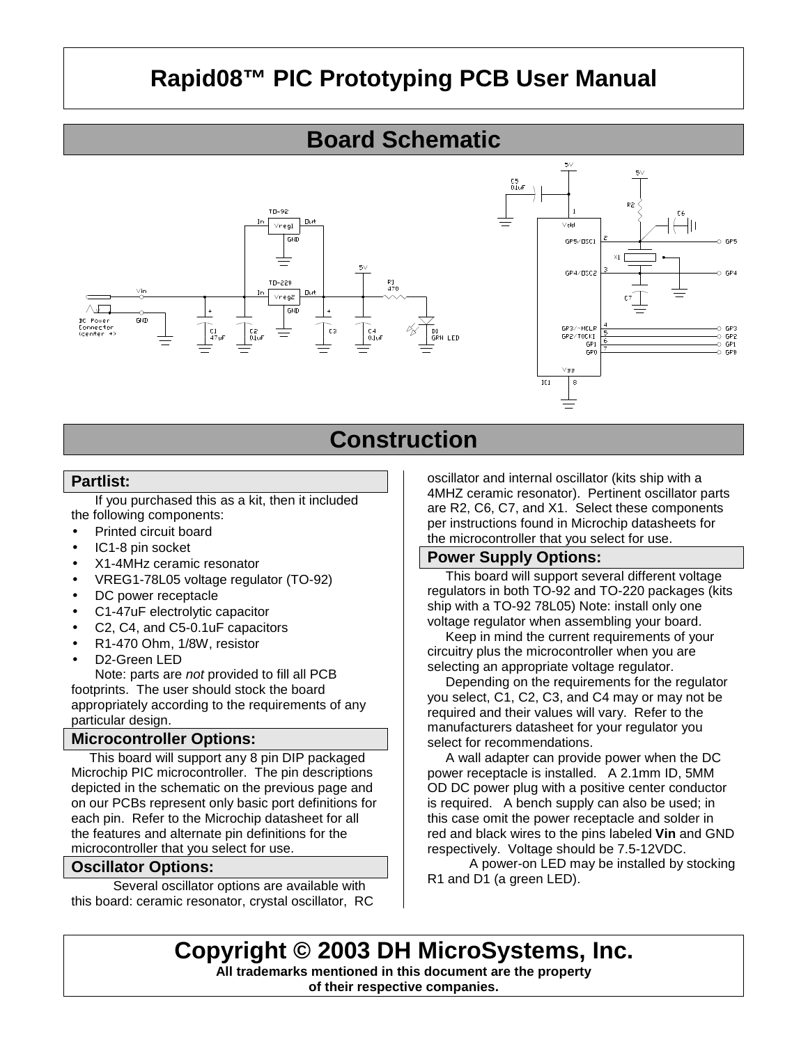# Rapid08™ PIC Prototyping PCB User Manual

## Board Schematic

## Construction

### Partlist:

If you purchased this as a kit, then it included the following components:

- Printed circuit board
- IC1-8 pin socket
- X1-4MHz ceramic resonator
- VREG1-78L05 voltage regulator (TO-92)
- DC power receptacle
- C1-47uF electrolytic capacitor
- C2, C4, and C5-0.1uF capacitors
- R1-470 Ohm, 1/8W, resistor
- D2-Green LED

Note: parts are *not* provided to fill all PCB footprints. The user should stock the board appropriately according to the requirements of any particular design.

### Microcontroller Options:

This board will support any 8 pin DIP packaged Microchip PIC microcontroller. The pin descriptions depicted in the schematic on the previous page and on our PCBs represent only basic port definitions for each pin. Refer to the Microchip datasheet for all the features and alternate pin definitions for the microcontroller that you select for use.

### Oscillator Options:

Several oscillator options are available with this board: ceramic resonator, crystal oscillator, RC oscillator and internal oscillator (kits ship with a 4MHZ ceramic resonator). Pertinent oscillator parts are R2, C6, C7, and X1. Select these components per instructions found in Microchip datasheets for the microcontroller that you select for use.

### Power Supply Options:

This board will support several different voltage regulators in both TO-92 and TO-220 packages (kits ship with a TO-92 78L05) Note: install only one voltage regulator when assembling your board.

Keep in mind the current requirements of your circuitry plus the microcontroller when you are selecting an appropriate voltage regulator.

Depending on the requirements for the regulator you select, C1, C2, C3, and C4 may or may not be required and their values will vary. Refer to the manufacturers datasheet for your regulator you select for recommendations.

A wall adapter can provide power when the DC power receptacle is installed. A 2.1mm ID, 5MM OD DC power plug with a positive center conductor is required. A bench supply can also be used; in this case omit the power receptacle and solder in red and black wires to the pins labeled **Vin** and GND respectively. Voltage should be 7.5-12VDC.

A power-on LED may be installed by stocking R1 and D1 (a green LED).

**Copyright © 2003 DH MicroSystems, Inc.**

**All trademarks mentioned in this document are the property of their respective companies.**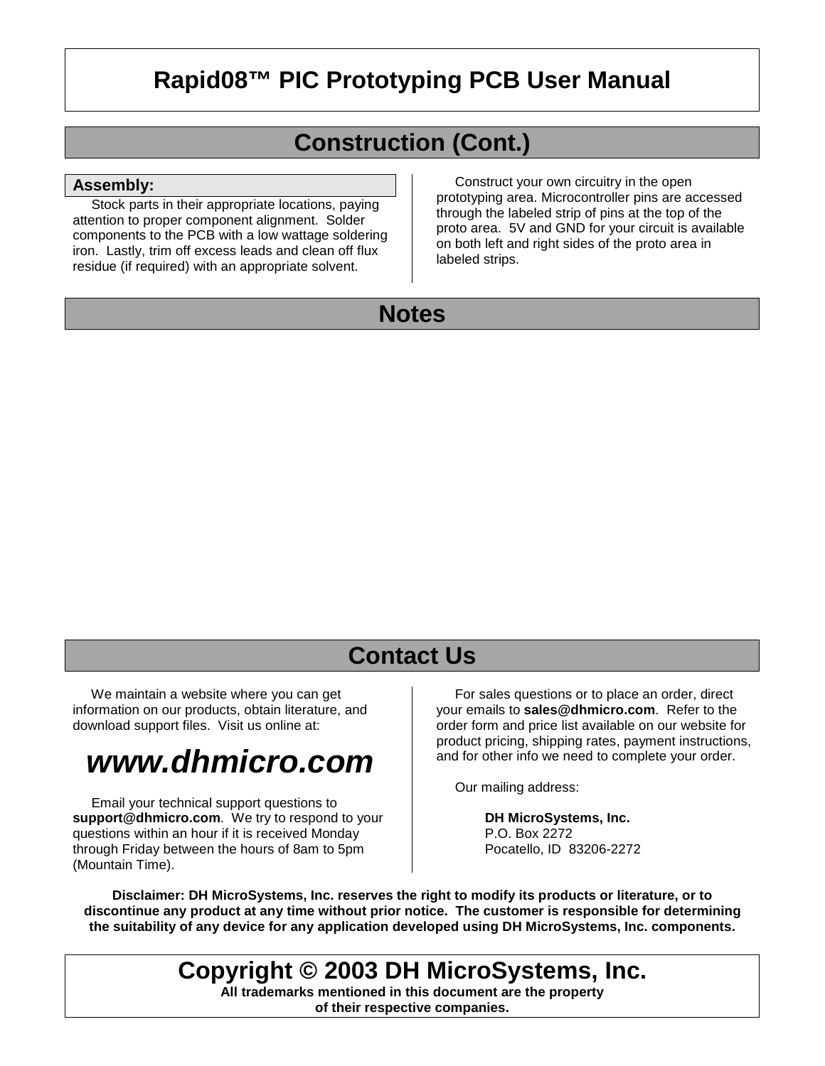# Rapid08™ PIC Prototyping PCB User Manual

## Construction (Cont.)

### Assembly:

Stock parts in their appropriate locations, paying attention to proper component alignment. Solder components to the PCB with a low wattage soldering iron. Lastly, trim off excess leads and clean off flux residue (if required) with an appropriate solvent.

Construct your own circuitry in the open prototyping area. Microcontroller pins are accessed through the labeled strip of pins at the top of the proto area. 5V and GND for your circuit is available on both left and right sides of the proto area in labeled strips.

## Notes

## Contact Us

We maintain a website where you can get information on our products, obtain literature, and download support files. Visit us online at:

***www.dhmicro.com***

Email your technical support questions to **support@dhmicro.com**. We try to respond to your questions within an hour if it is received Monday through Friday between the hours of 8am to 5pm (Mountain Time).

For sales questions or to place an order, direct your emails to **sales@dhmicro.com**. Refer to the order form and price list available on our website for product pricing, shipping rates, payment instructions, and for other info we need to complete your order.

Our mailing address:

**DH MicroSystems, Inc.**  
P.O. Box 2272  
Pocatello, ID 83206-2272

**Disclaimer: DH MicroSystems, Inc. reserves the right to modify its products or literature, or to discontinue any product at any time without prior notice. The customer is responsible for determining the suitability of any device for any application developed using DH MicroSystems, Inc. components.**

**Copyright © 2003 DH MicroSystems, Inc.**

**All trademarks mentioned in this document are the property of their respective companies.**